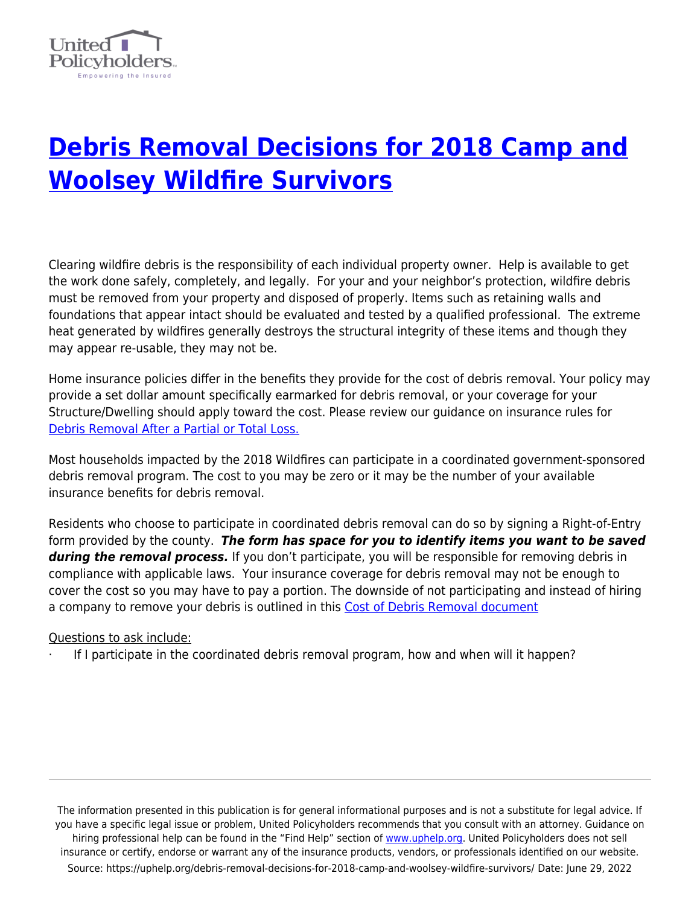# Debris Removal Decisions for 2018 Camp and Woolsey Wildfire Survivors

Clearing wildfire debris is the responsibility of each individual property owner. Help is available to get the work done safely, completely, and legally. For your and your neighbor's protection, wildfire debris must be removed from your property and disposed of properly. Items such as retaining walls and foundations that appear intact should be evaluated and tested by a qualified professional. The extreme heat generated by wildfires generally destroys the structural integrity of these items and though they may appear re-usable, they may not be.

Home insurance policies differ in the benefits they provide for the cost of debris removal. Your policy may provide a set dollar amount specifically earmarked for debris removal, or your coverage for your Structure/Dwelling should apply toward the cost. Please review our guidance on insurance rules for Debris Removal After a Partial or Total Loss.

Most households impacted by the 2018 Wildfires can participate in a coordinated government-sponsored debris removal program. The cost to you may be zero or it may be the number of your available insurance benefits for debris removal.

Residents who choose to participate in coordinated debris removal can do so by signing a Right-of-Entry form provided by the county. ***The form has space for you to identify items you want to be saved during the removal process.*** If you don't participate, you will be responsible for removing debris in compliance with applicable laws. Your insurance coverage for debris removal may not be enough to cover the cost so you may have to pay a portion. The downside of not participating and instead of hiring a company to remove your debris is outlined in this Cost of Debris Removal document

Questions to ask include:

- If I participate in the coordinated debris removal program, how and when will it happen?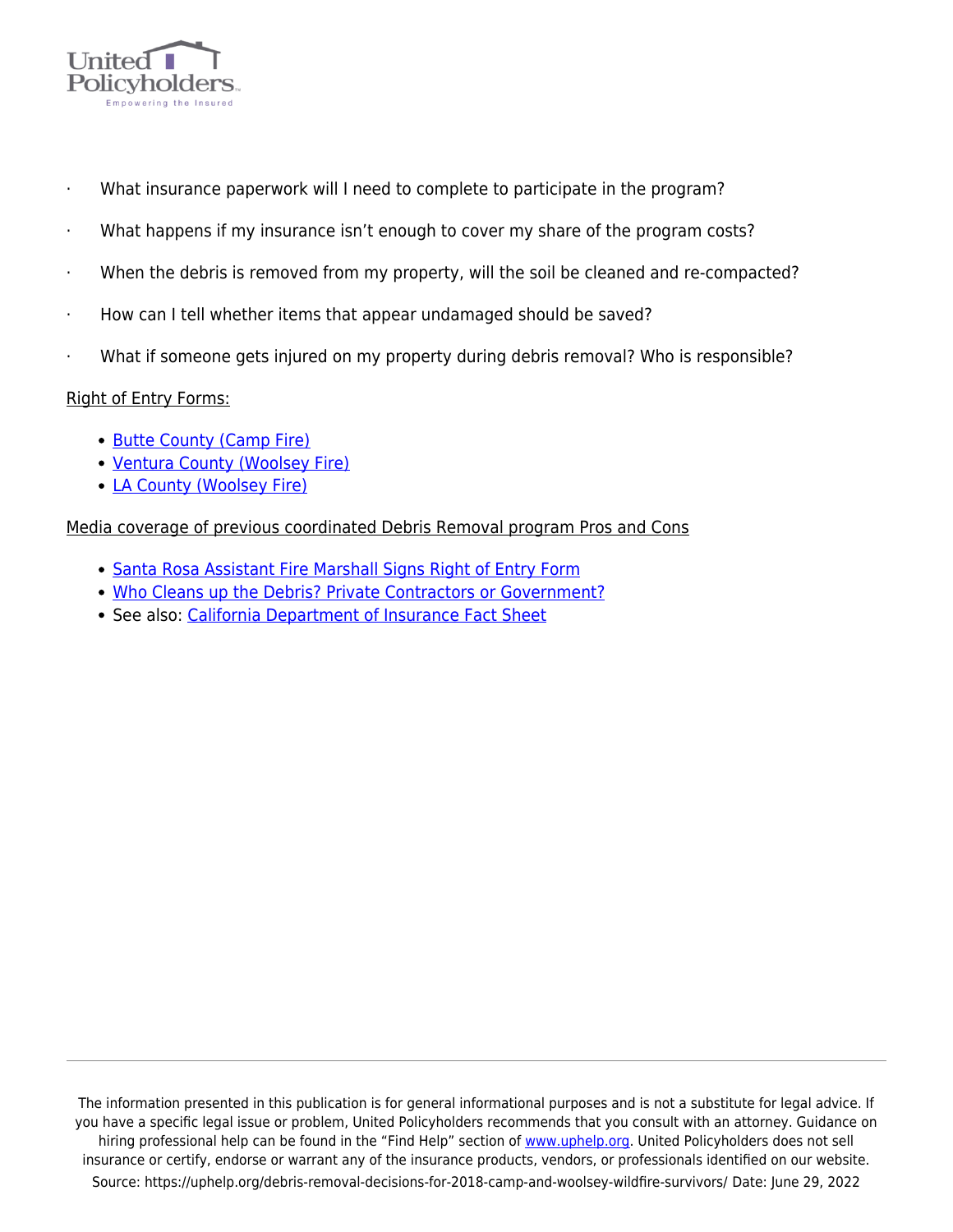- What insurance paperwork will I need to complete to participate in the program?
- What happens if my insurance isn't enough to cover my share of the program costs?
- When the debris is removed from my property, will the soil be cleaned and re-compacted?
- How can I tell whether items that appear undamaged should be saved?
- What if someone gets injured on my property during debris removal? Who is responsible?

Right of Entry Forms:

- Butte County (Camp Fire)
- Ventura County (Woolsey Fire)
- LA County (Woolsey Fire)

Media coverage of previous coordinated Debris Removal program Pros and Cons

- Santa Rosa Assistant Fire Marshall Signs Right of Entry Form
- Who Cleans up the Debris? Private Contractors or Government?
- See also: California Department of Insurance Fact Sheet

The information presented in this publication is for general informational purposes and is not a substitute for legal advice. If you have a specific legal issue or problem, United Policyholders recommends that you consult with an attorney. Guidance on hiring professional help can be found in the "Find Help" section of www.uphelp.org. United Policyholders does not sell insurance or certify, endorse or warrant any of the insurance products, vendors, or professionals identified on our website.

Source: https://uphelp.org/debris-removal-decisions-for-2018-camp-and-woolsey-wildfire-survivors/ Date: June 29, 2022